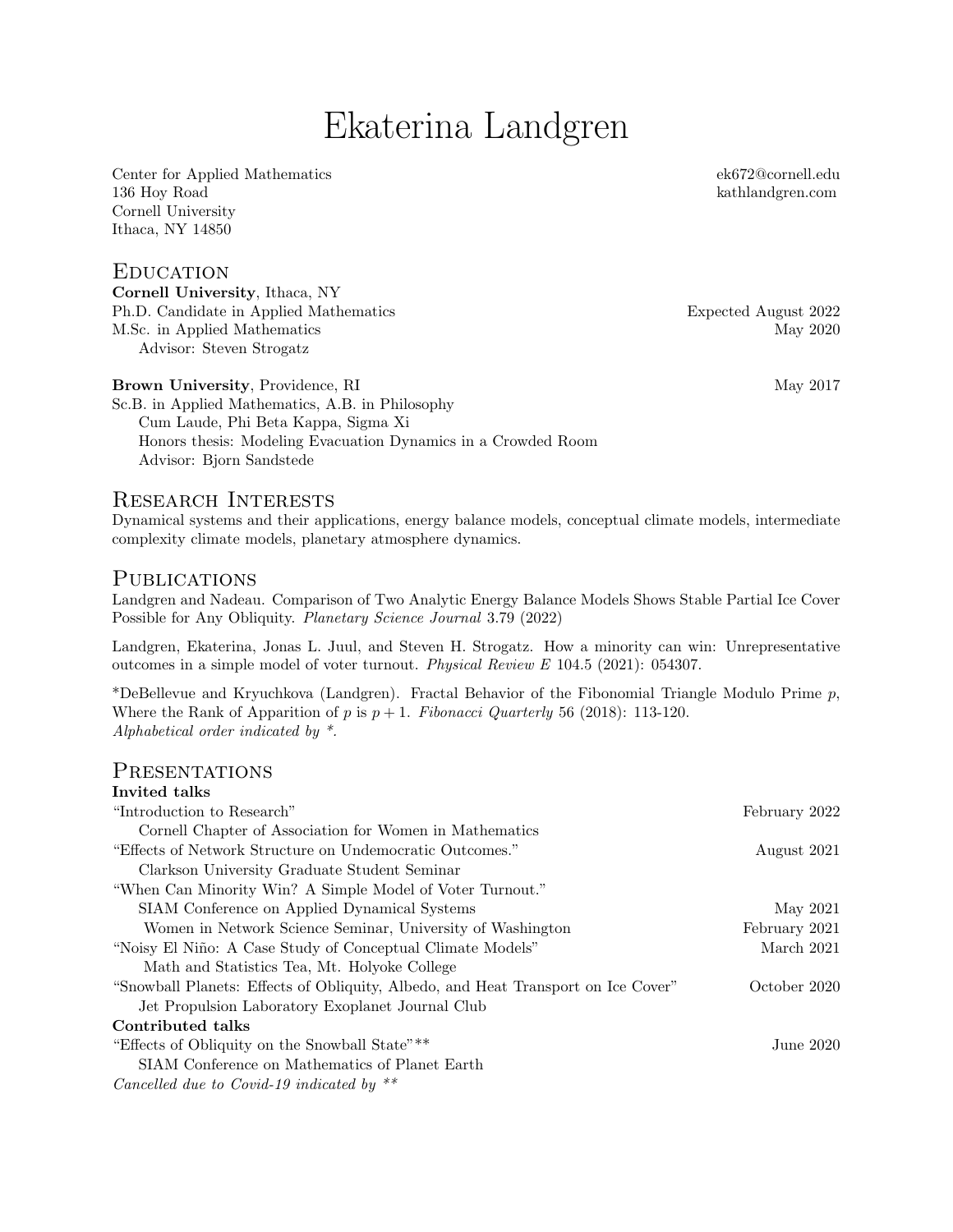# Ekaterina Landgren

Center for Applied Mathematics
136 Hoy Road
Cornell University
Ithaca, NY 14850

ek672@cornell.edu
kathlandgren.com

## Education

**Cornell University**, Ithaca, NY
Ph.D. Candidate in Applied Mathematics — Expected August 2022
M.Sc. in Applied Mathematics — May 2020
Advisor: Steven Strogatz

**Brown University**, Providence, RI — May 2017
Sc.B. in Applied Mathematics, A.B. in Philosophy
Cum Laude, Phi Beta Kappa, Sigma Xi
Honors thesis: Modeling Evacuation Dynamics in a Crowded Room
Advisor: Bjorn Sandstede

## Research Interests

Dynamical systems and their applications, energy balance models, conceptual climate models, intermediate complexity climate models, planetary atmosphere dynamics.

## Publications

Landgren and Nadeau. Comparison of Two Analytic Energy Balance Models Shows Stable Partial Ice Cover Possible for Any Obliquity. *Planetary Science Journal* 3.79 (2022)

Landgren, Ekaterina, Jonas L. Juul, and Steven H. Strogatz. How a minority can win: Unrepresentative outcomes in a simple model of voter turnout. *Physical Review E* 104.5 (2021): 054307.

*DeBellevue and Kryuchkova (Landgren). Fractal Behavior of the Fibonomial Triangle Modulo Prime $p$, Where the Rank of Apparition of $p$ is $p+1$. *Fibonacci Quarterly* 56 (2018): 113-120.
*Alphabetical order indicated by *.*

## Presentations

**Invited talks**

"Introduction to Research" — February 2022
Cornell Chapter of Association for Women in Mathematics

"Effects of Network Structure on Undemocratic Outcomes." — August 2021
Clarkson University Graduate Student Seminar

"When Can Minority Win? A Simple Model of Voter Turnout."
SIAM Conference on Applied Dynamical Systems — May 2021
Women in Network Science Seminar, University of Washington — February 2021

"Noisy El Niño: A Case Study of Conceptual Climate Models" — March 2021
Math and Statistics Tea, Mt. Holyoke College

"Snowball Planets: Effects of Obliquity, Albedo, and Heat Transport on Ice Cover" — October 2020
Jet Propulsion Laboratory Exoplanet Journal Club

**Contributed talks**

"Effects of Obliquity on the Snowball State"** — June 2020
SIAM Conference on Mathematics of Planet Earth

*Cancelled due to Covid-19 indicated by ***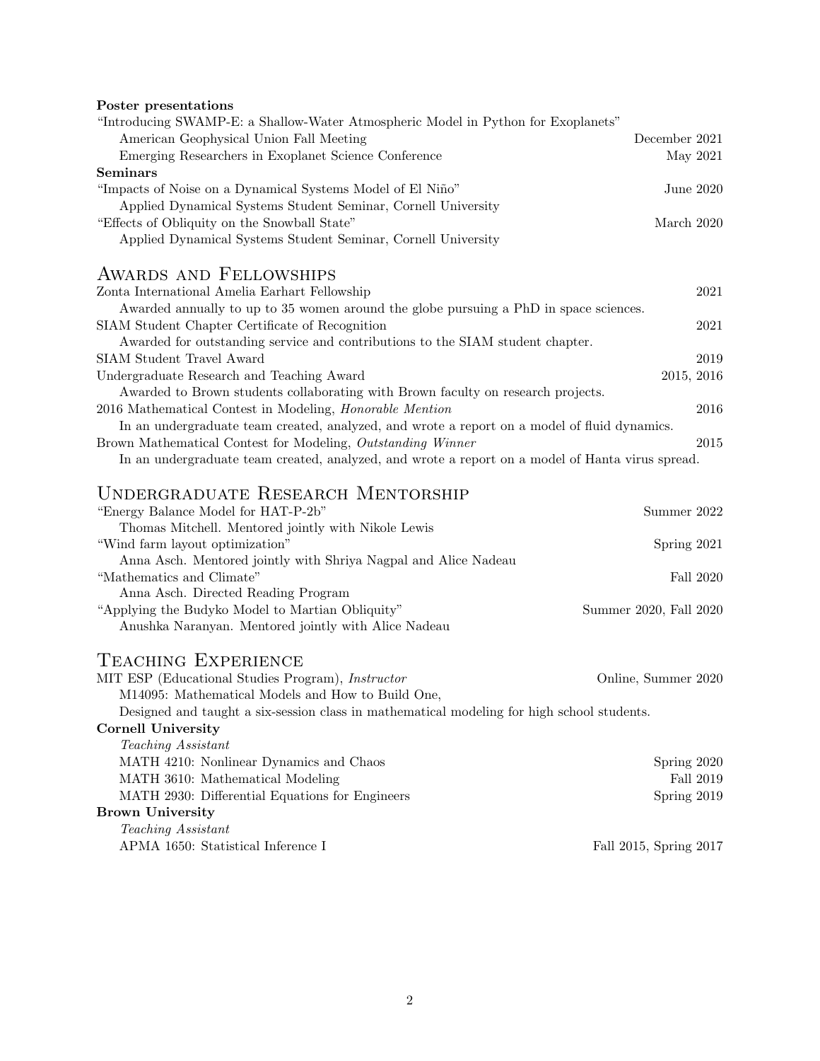**Poster presentations**

"Introducing SWAMP-E: a Shallow-Water Atmospheric Model in Python for Exoplanets"
- American Geophysical Union Fall Meeting — December 2021
- Emerging Researchers in Exoplanet Science Conference — May 2021

**Seminars**

"Impacts of Noise on a Dynamical Systems Model of El Niño" — June 2020
- Applied Dynamical Systems Student Seminar, Cornell University

"Effects of Obliquity on the Snowball State" — March 2020
- Applied Dynamical Systems Student Seminar, Cornell University

## Awards and Fellowships

Zonta International Amelia Earhart Fellowship — 2021
- Awarded annually to up to 35 women around the globe pursuing a PhD in space sciences.

SIAM Student Chapter Certificate of Recognition — 2021
- Awarded for outstanding service and contributions to the SIAM student chapter.

SIAM Student Travel Award — 2019

Undergraduate Research and Teaching Award — 2015, 2016
- Awarded to Brown students collaborating with Brown faculty on research projects.

2016 Mathematical Contest in Modeling, *Honorable Mention* — 2016
- In an undergraduate team created, analyzed, and wrote a report on a model of fluid dynamics.

Brown Mathematical Contest for Modeling, *Outstanding Winner* — 2015
- In an undergraduate team created, analyzed, and wrote a report on a model of Hanta virus spread.

## Undergraduate Research Mentorship

"Energy Balance Model for HAT-P-2b" — Summer 2022
- Thomas Mitchell. Mentored jointly with Nikole Lewis

"Wind farm layout optimization" — Spring 2021
- Anna Asch. Mentored jointly with Shriya Nagpal and Alice Nadeau

"Mathematics and Climate" — Fall 2020
- Anna Asch. Directed Reading Program

"Applying the Budyko Model to Martian Obliquity" — Summer 2020, Fall 2020
- Anushka Naranyan. Mentored jointly with Alice Nadeau

## Teaching Experience

MIT ESP (Educational Studies Program), *Instructor* — Online, Summer 2020
- M14095: Mathematical Models and How to Build One,
- Designed and taught a six-session class in mathematical modeling for high school students.

**Cornell University**

*Teaching Assistant*
- MATH 4210: Nonlinear Dynamics and Chaos — Spring 2020
- MATH 3610: Mathematical Modeling — Fall 2019
- MATH 2930: Differential Equations for Engineers — Spring 2019

**Brown University**

*Teaching Assistant*
- APMA 1650: Statistical Inference I — Fall 2015, Spring 2017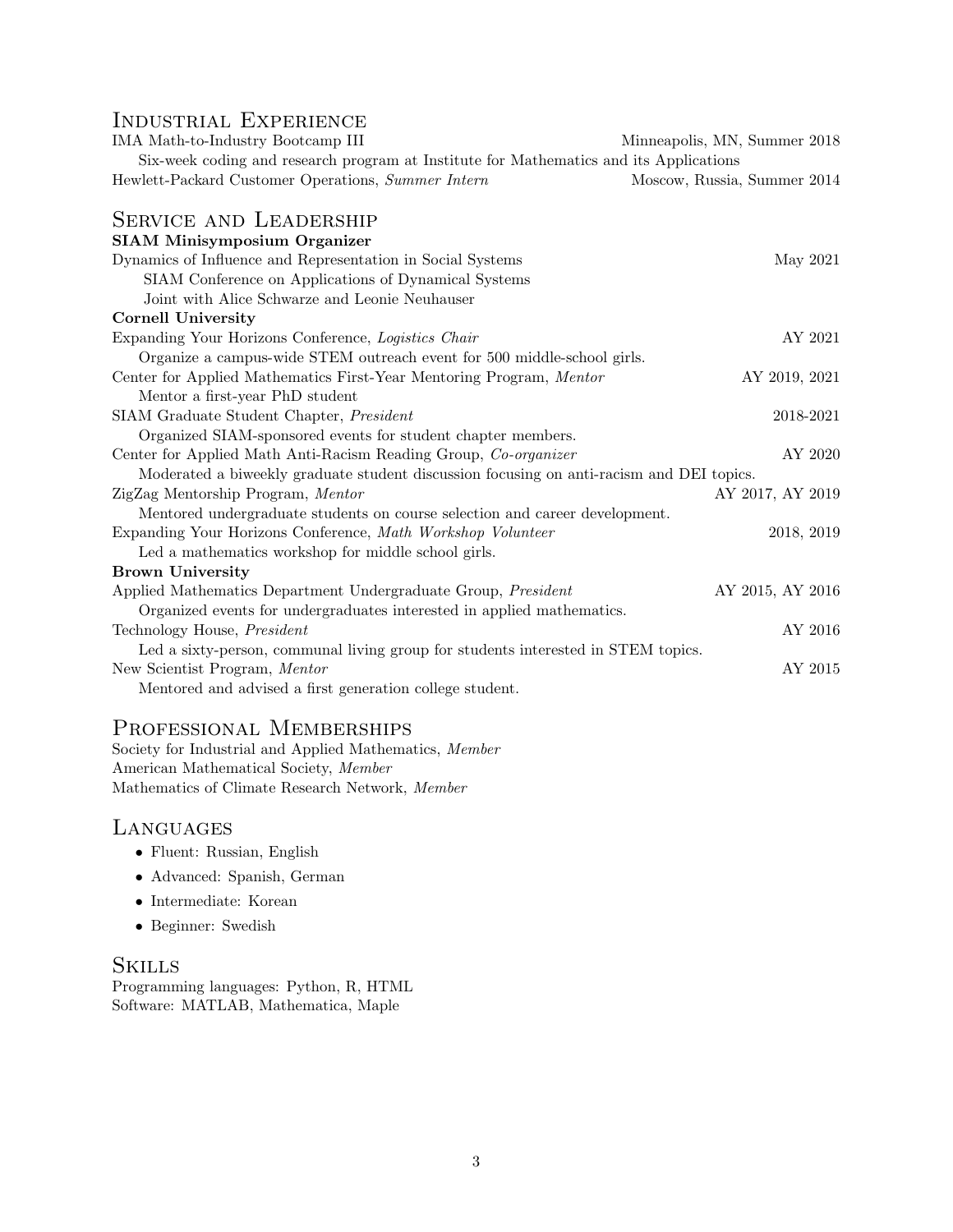## Industrial Experience

IMA Math-to-Industry Bootcamp III — Minneapolis, MN, Summer 2018
Six-week coding and research program at Institute for Mathematics and its Applications

Hewlett-Packard Customer Operations, *Summer Intern* — Moscow, Russia, Summer 2014

## Service and Leadership

**SIAM Minisymposium Organizer**

Dynamics of Influence and Representation in Social Systems — May 2021
SIAM Conference on Applications of Dynamical Systems
Joint with Alice Schwarze and Leonie Neuhauser

**Cornell University**

Expanding Your Horizons Conference, *Logistics Chair* — AY 2021
Organize a campus-wide STEM outreach event for 500 middle-school girls.

Center for Applied Mathematics First-Year Mentoring Program, *Mentor* — AY 2019, 2021
Mentor a first-year PhD student

SIAM Graduate Student Chapter, *President* — 2018-2021
Organized SIAM-sponsored events for student chapter members.

Center for Applied Math Anti-Racism Reading Group, *Co-organizer* — AY 2020
Moderated a biweekly graduate student discussion focusing on anti-racism and DEI topics.

ZigZag Mentorship Program, *Mentor* — AY 2017, AY 2019
Mentored undergraduate students on course selection and career development.

Expanding Your Horizons Conference, *Math Workshop Volunteer* — 2018, 2019
Led a mathematics workshop for middle school girls.

**Brown University**

Applied Mathematics Department Undergraduate Group, *President* — AY 2015, AY 2016
Organized events for undergraduates interested in applied mathematics.

Technology House, *President* — AY 2016
Led a sixty-person, communal living group for students interested in STEM topics.

New Scientist Program, *Mentor* — AY 2015
Mentored and advised a first generation college student.

## Professional Memberships

Society for Industrial and Applied Mathematics, *Member*
American Mathematical Society, *Member*
Mathematics of Climate Research Network, *Member*

## Languages

- Fluent: Russian, English
- Advanced: Spanish, German
- Intermediate: Korean
- Beginner: Swedish

## Skills

Programming languages: Python, R, HTML
Software: MATLAB, Mathematica, Maple